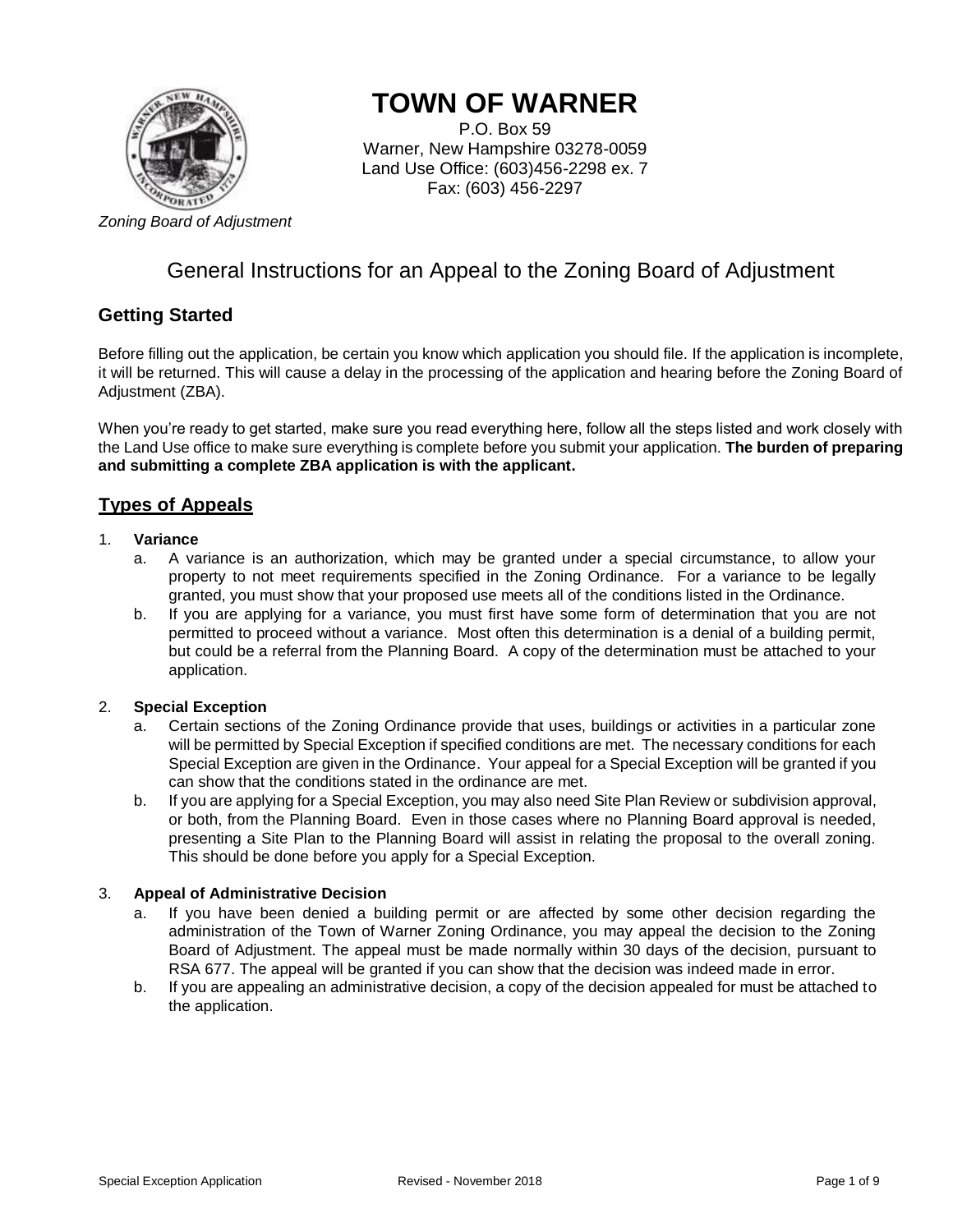# TOWN OF WARNER

P.O. Box 59
Warner, New Hampshire 03278-0059
Land Use Office: (603)456-2298 ex. 7
Fax: (603) 456-2297

*Zoning Board of Adjustment*

## General Instructions for an Appeal to the Zoning Board of Adjustment

### Getting Started

Before filling out the application, be certain you know which application you should file. If the application is incomplete, it will be returned. This will cause a delay in the processing of the application and hearing before the Zoning Board of Adjustment (ZBA).

When you're ready to get started, make sure you read everything here, follow all the steps listed and work closely with the Land Use office to make sure everything is complete before you submit your application. **The burden of preparing and submitting a complete ZBA application is with the applicant.**

### Types of Appeals

1. **Variance**
   a. A variance is an authorization, which may be granted under a special circumstance, to allow your property to not meet requirements specified in the Zoning Ordinance. For a variance to be legally granted, you must show that your proposed use meets all of the conditions listed in the Ordinance.
   b. If you are applying for a variance, you must first have some form of determination that you are not permitted to proceed without a variance. Most often this determination is a denial of a building permit, but could be a referral from the Planning Board. A copy of the determination must be attached to your application.

2. **Special Exception**
   a. Certain sections of the Zoning Ordinance provide that uses, buildings or activities in a particular zone will be permitted by Special Exception if specified conditions are met. The necessary conditions for each Special Exception are given in the Ordinance. Your appeal for a Special Exception will be granted if you can show that the conditions stated in the ordinance are met.
   b. If you are applying for a Special Exception, you may also need Site Plan Review or subdivision approval, or both, from the Planning Board. Even in those cases where no Planning Board approval is needed, presenting a Site Plan to the Planning Board will assist in relating the proposal to the overall zoning. This should be done before you apply for a Special Exception.

3. **Appeal of Administrative Decision**
   a. If you have been denied a building permit or are affected by some other decision regarding the administration of the Town of Warner Zoning Ordinance, you may appeal the decision to the Zoning Board of Adjustment. The appeal must be made normally within 30 days of the decision, pursuant to RSA 677. The appeal will be granted if you can show that the decision was indeed made in error.
   b. If you are appealing an administrative decision, a copy of the decision appealed for must be attached to the application.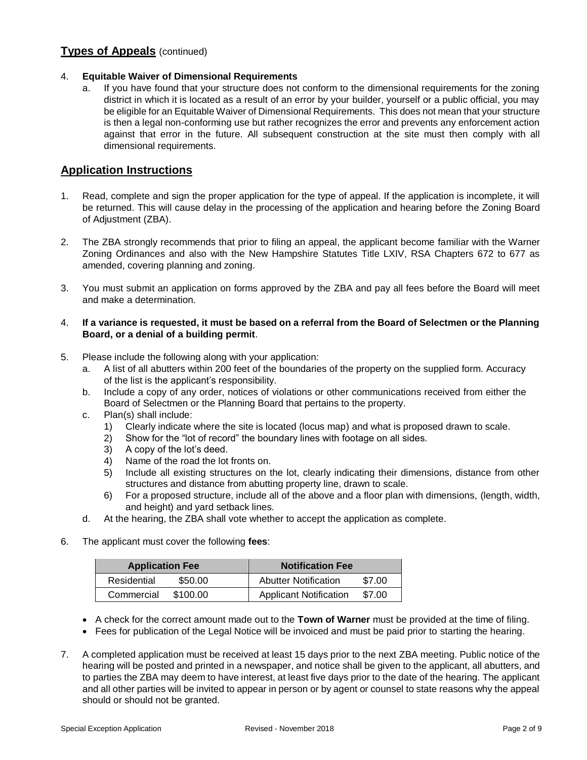## **Types of Appeals** (continued)

4. **Equitable Waiver of Dimensional Requirements**
   a. If you have found that your structure does not conform to the dimensional requirements for the zoning district in which it is located as a result of an error by your builder, yourself or a public official, you may be eligible for an Equitable Waiver of Dimensional Requirements. This does not mean that your structure is then a legal non-conforming use but rather recognizes the error and prevents any enforcement action against that error in the future. All subsequent construction at the site must then comply with all dimensional requirements.

## **Application Instructions**

1. Read, complete and sign the proper application for the type of appeal. If the application is incomplete, it will be returned. This will cause delay in the processing of the application and hearing before the Zoning Board of Adjustment (ZBA).

2. The ZBA strongly recommends that prior to filing an appeal, the applicant become familiar with the Warner Zoning Ordinances and also with the New Hampshire Statutes Title LXIV, RSA Chapters 672 to 677 as amended, covering planning and zoning.

3. You must submit an application on forms approved by the ZBA and pay all fees before the Board will meet and make a determination.

4. **If a variance is requested, it must be based on a referral from the Board of Selectmen or the Planning Board, or a denial of a building permit**.

5. Please include the following along with your application:
   a. A list of all abutters within 200 feet of the boundaries of the property on the supplied form. Accuracy of the list is the applicant's responsibility.
   b. Include a copy of any order, notices of violations or other communications received from either the Board of Selectmen or the Planning Board that pertains to the property.
   c. Plan(s) shall include:
      1) Clearly indicate where the site is located (locus map) and what is proposed drawn to scale.
      2) Show for the "lot of record" the boundary lines with footage on all sides.
      3) A copy of the lot's deed.
      4) Name of the road the lot fronts on.
      5) Include all existing structures on the lot, clearly indicating their dimensions, distance from other structures and distance from abutting property line, drawn to scale.
      6) For a proposed structure, include all of the above and a floor plan with dimensions, (length, width, and height) and yard setback lines.
   d. At the hearing, the ZBA shall vote whether to accept the application as complete.

6. The applicant must cover the following **fees**:

| Application Fee | | Notification Fee | |
|---|---|---|---|
| Residential | $50.00 | Abutter Notification | $7.00 |
| Commercial | $100.00 | Applicant Notification | $7.00 |

   - A check for the correct amount made out to the **Town of Warner** must be provided at the time of filing.
   - Fees for publication of the Legal Notice will be invoiced and must be paid prior to starting the hearing.

7. A completed application must be received at least 15 days prior to the next ZBA meeting. Public notice of the hearing will be posted and printed in a newspaper, and notice shall be given to the applicant, all abutters, and to parties the ZBA may deem to have interest, at least five days prior to the date of the hearing. The applicant and all other parties will be invited to appear in person or by agent or counsel to state reasons why the appeal should or should not be granted.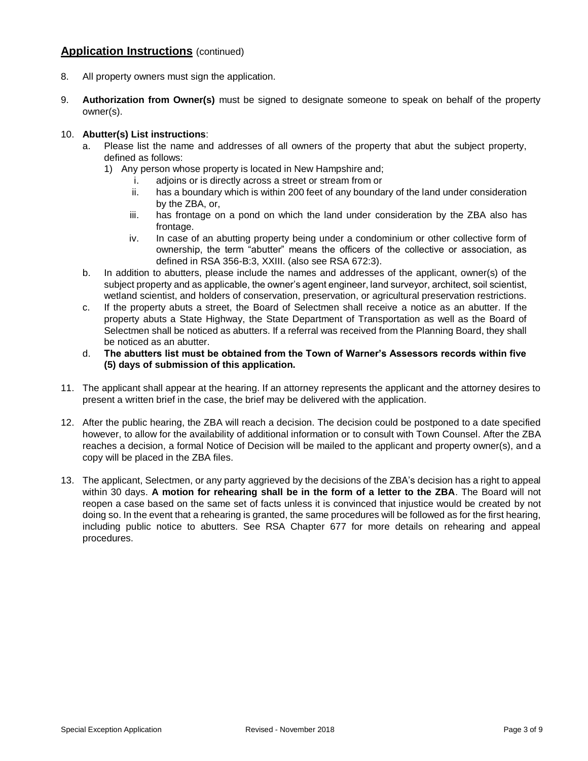## **Application Instructions** (continued)

8. All property owners must sign the application.

9. **Authorization from Owner(s)** must be signed to designate someone to speak on behalf of the property owner(s).

10. **Abutter(s) List instructions**:
    a. Please list the name and addresses of all owners of the property that abut the subject property, defined as follows:
        1) Any person whose property is located in New Hampshire and;
            i. adjoins or is directly across a street or stream from or
            ii. has a boundary which is within 200 feet of any boundary of the land under consideration by the ZBA, or,
            iii. has frontage on a pond on which the land under consideration by the ZBA also has frontage.
            iv. In case of an abutting property being under a condominium or other collective form of ownership, the term "abutter" means the officers of the collective or association, as defined in RSA 356-B:3, XXIII. (also see RSA 672:3).
    b. In addition to abutters, please include the names and addresses of the applicant, owner(s) of the subject property and as applicable, the owner's agent engineer, land surveyor, architect, soil scientist, wetland scientist, and holders of conservation, preservation, or agricultural preservation restrictions.
    c. If the property abuts a street, the Board of Selectmen shall receive a notice as an abutter. If the property abuts a State Highway, the State Department of Transportation as well as the Board of Selectmen shall be noticed as abutters. If a referral was received from the Planning Board, they shall be noticed as an abutter.
    d. **The abutters list must be obtained from the Town of Warner's Assessors records within five (5) days of submission of this application.**

11. The applicant shall appear at the hearing. If an attorney represents the applicant and the attorney desires to present a written brief in the case, the brief may be delivered with the application.

12. After the public hearing, the ZBA will reach a decision. The decision could be postponed to a date specified however, to allow for the availability of additional information or to consult with Town Counsel. After the ZBA reaches a decision, a formal Notice of Decision will be mailed to the applicant and property owner(s), and a copy will be placed in the ZBA files.

13. The applicant, Selectmen, or any party aggrieved by the decisions of the ZBA's decision has a right to appeal within 30 days. **A motion for rehearing shall be in the form of a letter to the ZBA**. The Board will not reopen a case based on the same set of facts unless it is convinced that injustice would be created by not doing so. In the event that a rehearing is granted, the same procedures will be followed as for the first hearing, including public notice to abutters. See RSA Chapter 677 for more details on rehearing and appeal procedures.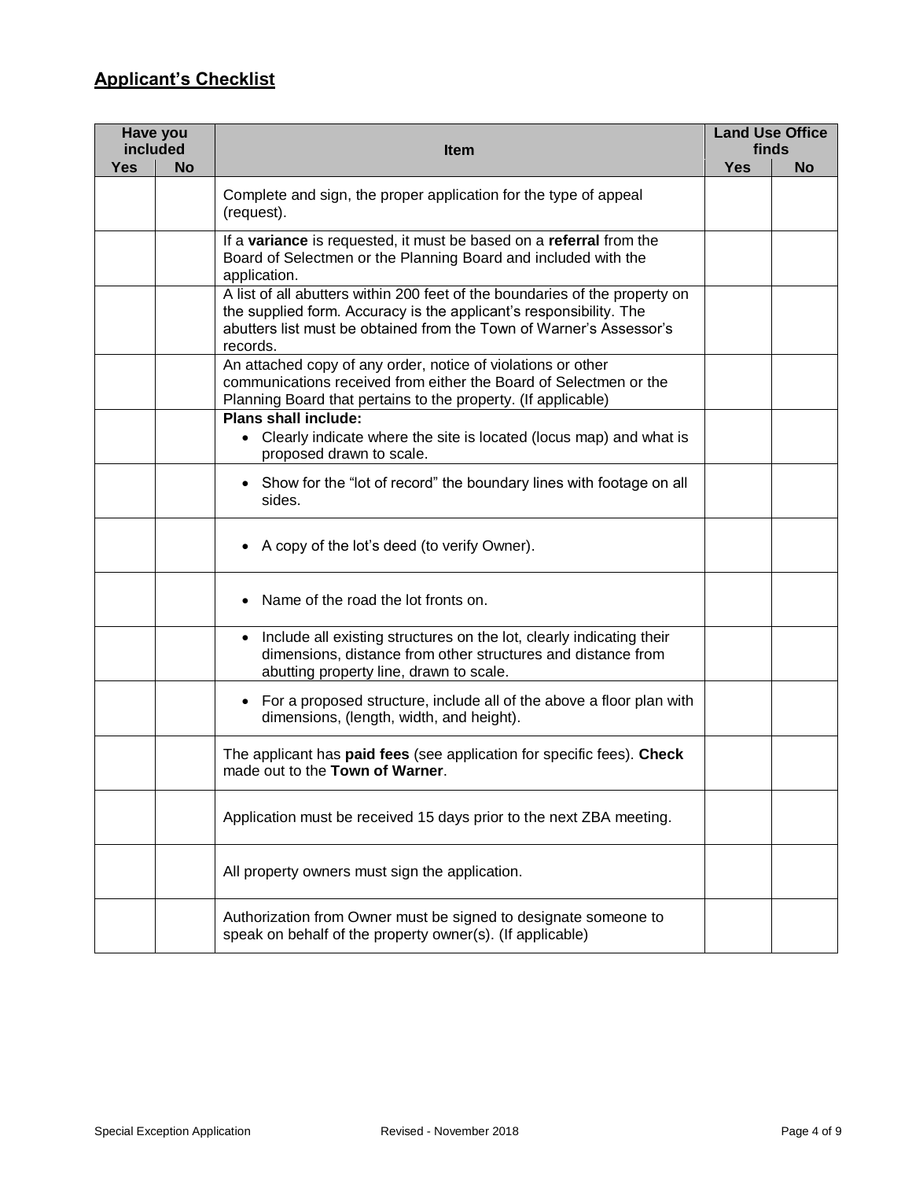## Applicant's Checklist

| Have you included | | Item | Land Use Office finds | |
|---|---|---|---|---|
| **Yes** | **No** | | **Yes** | **No** |
| | | Complete and sign, the proper application for the type of appeal (request). | | |
| | | If a **variance** is requested, it must be based on a **referral** from the Board of Selectmen or the Planning Board and included with the application. | | |
| | | A list of all abutters within 200 feet of the boundaries of the property on the supplied form. Accuracy is the applicant's responsibility. The abutters list must be obtained from the Town of Warner's Assessor's records. | | |
| | | An attached copy of any order, notice of violations or other communications received from either the Board of Selectmen or the Planning Board that pertains to the property. (If applicable) | | |
| | | **Plans shall include:** • Clearly indicate where the site is located (locus map) and what is proposed drawn to scale. | | |
| | | • Show for the "lot of record" the boundary lines with footage on all sides. | | |
| | | • A copy of the lot's deed (to verify Owner). | | |
| | | • Name of the road the lot fronts on. | | |
| | | • Include all existing structures on the lot, clearly indicating their dimensions, distance from other structures and distance from abutting property line, drawn to scale. | | |
| | | • For a proposed structure, include all of the above a floor plan with dimensions, (length, width, and height). | | |
| | | The applicant has **paid fees** (see application for specific fees). **Check** made out to the **Town of Warner**. | | |
| | | Application must be received 15 days prior to the next ZBA meeting. | | |
| | | All property owners must sign the application. | | |
| | | Authorization from Owner must be signed to designate someone to speak on behalf of the property owner(s). (If applicable) | | |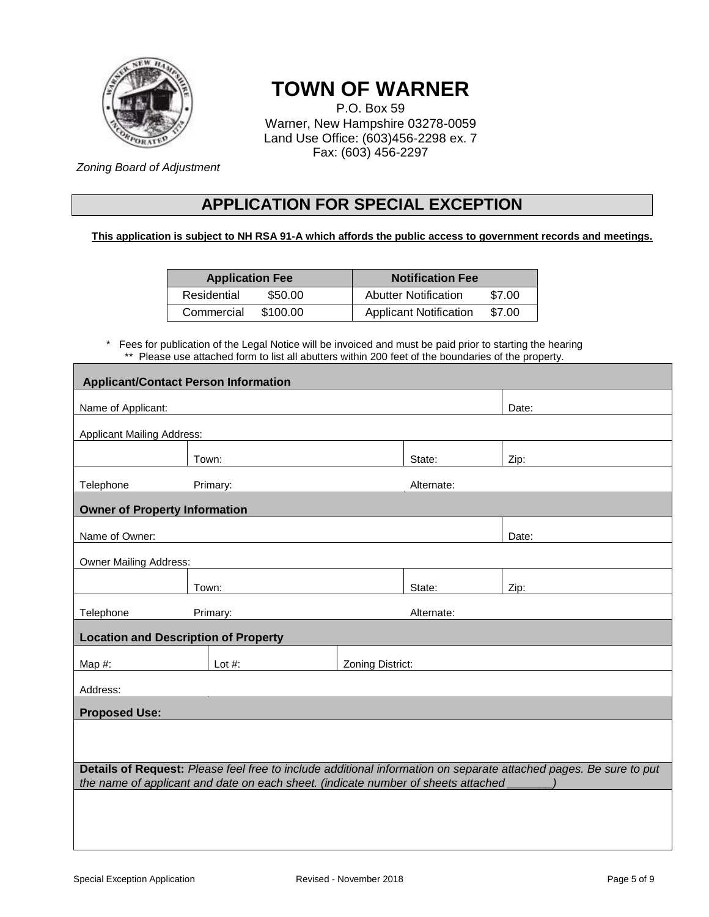# TOWN OF WARNER

P.O. Box 59
Warner, New Hampshire 03278-0059
Land Use Office: (603)456-2298 ex. 7
Fax: (603) 456-2297

*Zoning Board of Adjustment*

## APPLICATION FOR SPECIAL EXCEPTION

**This application is subject to NH RSA 91-A which affords the public access to government records and meetings.**

| Application Fee | | Notification Fee | |
|---|---|---|---|
| Residential | $50.00 | Abutter Notification | $7.00 |
| Commercial | $100.00 | Applicant Notification | $7.00 |

\* Fees for publication of the Legal Notice will be invoiced and must be paid prior to starting the hearing
\*\* Please use attached form to list all abutters within 200 feet of the boundaries of the property.

| **Applicant/Contact Person Information** | | | |
|---|---|---|---|
| Name of Applicant: | | | Date: |
| Applicant Mailing Address: | | | |
| | Town: | State: | Zip: |
| Telephone | Primary: | Alternate: | |
| **Owner of Property Information** | | | |
| Name of Owner: | | | Date: |
| Owner Mailing Address: | | | |
| | Town: | State: | Zip: |
| Telephone | Primary: | Alternate: | |
| **Location and Description of Property** | | | |
| Map #: | Lot #: | Zoning District: | |
| Address: | | | |
| **Proposed Use:** | | | |
| | | | |
| **Details of Request:** *Please feel free to include additional information on separate attached pages. Be sure to put the name of applicant and date on each sheet. (indicate number of sheets attached _______)* | | | |
| | | | |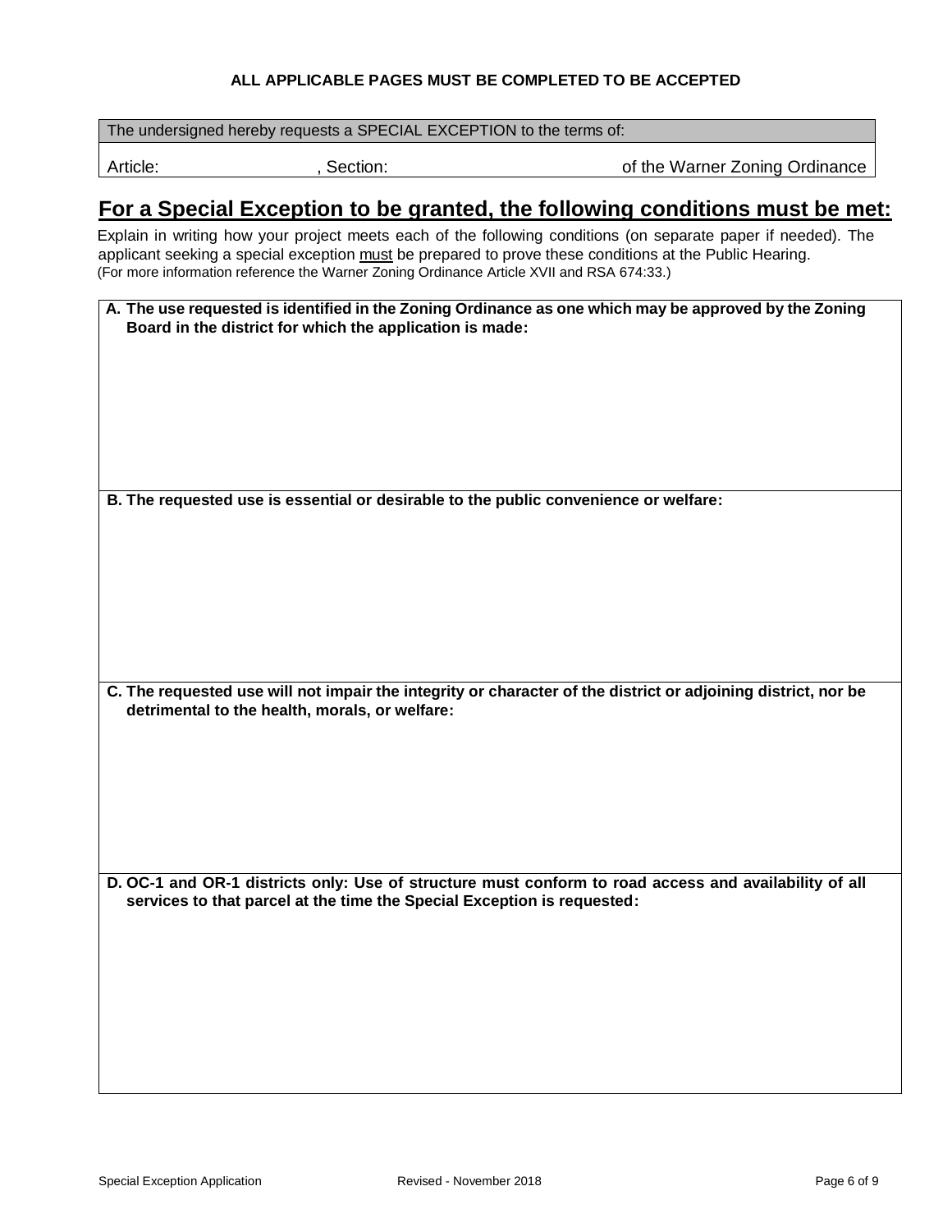**ALL APPLICABLE PAGES MUST BE COMPLETED TO BE ACCEPTED**

| The undersigned hereby requests a SPECIAL EXCEPTION to the terms of: | | |
| --- | --- | --- |
| Article: | , Section: | of the Warner Zoning Ordinance |

## For a Special Exception to be granted, the following conditions must be met:

Explain in writing how your project meets each of the following conditions (on separate paper if needed). The applicant seeking a special exception must be prepared to prove these conditions at the Public Hearing. (For more information reference the Warner Zoning Ordinance Article XVII and RSA 674:33.)

**A. The use requested is identified in the Zoning Ordinance as one which may be approved by the Zoning Board in the district for which the application is made:**

**B. The requested use is essential or desirable to the public convenience or welfare:**

**C. The requested use will not impair the integrity or character of the district or adjoining district, nor be detrimental to the health, morals, or welfare:**

**D. OC-1 and OR-1 districts only: Use of structure must conform to road access and availability of all services to that parcel at the time the Special Exception is requested:**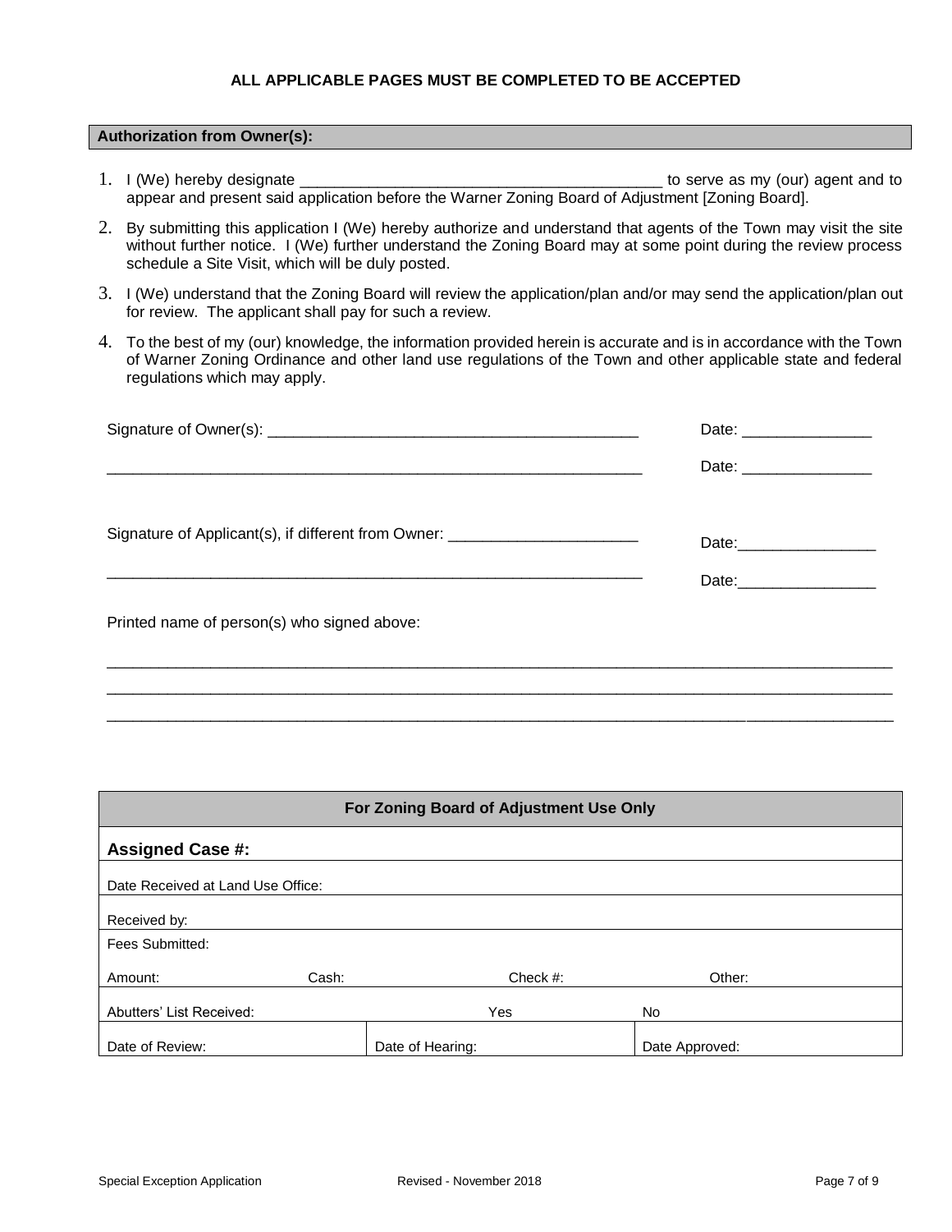**ALL APPLICABLE PAGES MUST BE COMPLETED TO BE ACCEPTED**

**Authorization from Owner(s):**

1. I (We) hereby designate __________________________________________ to serve as my (our) agent and to appear and present said application before the Warner Zoning Board of Adjustment [Zoning Board].
2. By submitting this application I (We) hereby authorize and understand that agents of the Town may visit the site without further notice. I (We) further understand the Zoning Board may at some point during the review process schedule a Site Visit, which will be duly posted.
3. I (We) understand that the Zoning Board will review the application/plan and/or may send the application/plan out for review. The applicant shall pay for such a review.
4. To the best of my (our) knowledge, the information provided herein is accurate and is in accordance with the Town of Warner Zoning Ordinance and other land use regulations of the Town and other applicable state and federal regulations which may apply.

Signature of Owner(s): ___________________________________________ Date: _______________

_______________________________________________________________ Date: _______________

Signature of Applicant(s), if different from Owner: ______________________ Date:________________

_______________________________________________________________ Date:________________

Printed name of person(s) who signed above:

_______________________________________________________________________________________________

_______________________________________________________________________________________________

_______________________________________________________________________________________________

| For Zoning Board of Adjustment Use Only | | | |
|---|---|---|---|
| **Assigned Case #:** | | | |
| Date Received at Land Use Office: | | | |
| Received by: | | | |
| Fees Submitted: | | | |
| Amount: | Cash: | Check #: | Other: |
| Abutters' List Received: | | Yes | No |
| Date of Review: | Date of Hearing: | | Date Approved: |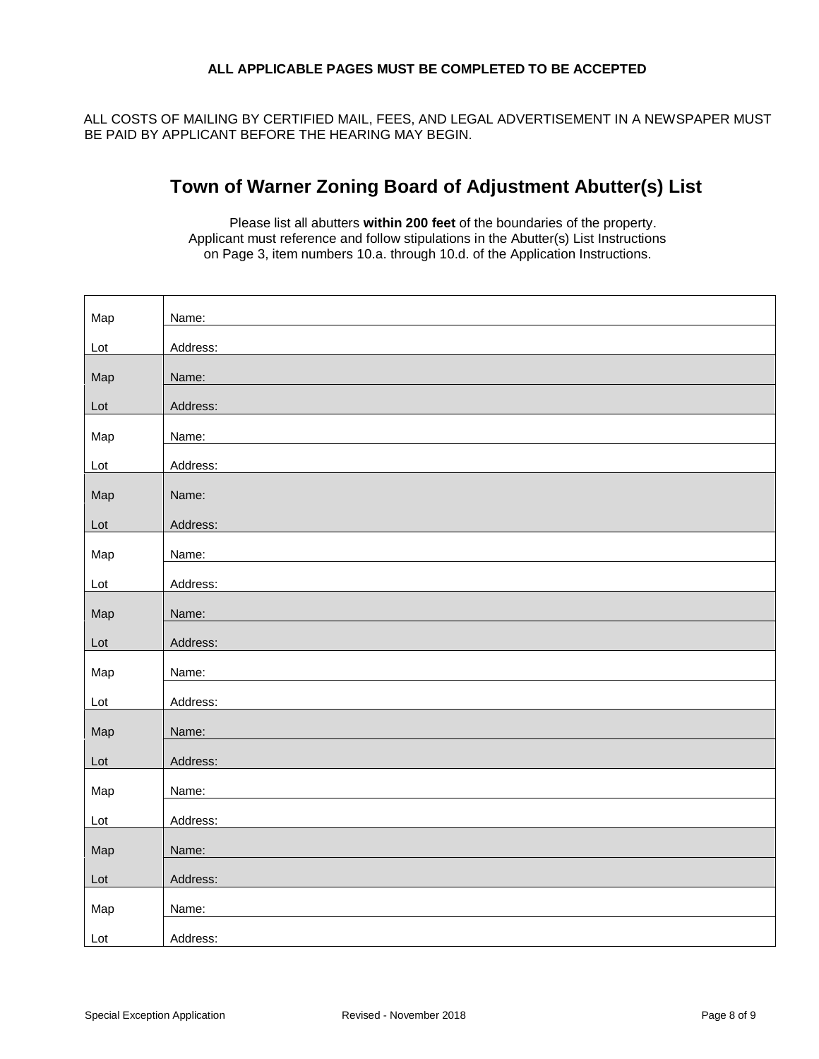**ALL APPLICABLE PAGES MUST BE COMPLETED TO BE ACCEPTED**

ALL COSTS OF MAILING BY CERTIFIED MAIL, FEES, AND LEGAL ADVERTISEMENT IN A NEWSPAPER MUST BE PAID BY APPLICANT BEFORE THE HEARING MAY BEGIN.

# Town of Warner Zoning Board of Adjustment Abutter(s) List

Please list all abutters **within 200 feet** of the boundaries of the property. Applicant must reference and follow stipulations in the Abutter(s) List Instructions on Page 3, item numbers 10.a. through 10.d. of the Application Instructions.

| | |
|---|---|
| Map | Name: |
| Lot | Address: |
| Map | Name: |
| Lot | Address: |
| Map | Name: |
| Lot | Address: |
| Map | Name: |
| Lot | Address: |
| Map | Name: |
| Lot | Address: |
| Map | Name: |
| Lot | Address: |
| Map | Name: |
| Lot | Address: |
| Map | Name: |
| Lot | Address: |
| Map | Name: |
| Lot | Address: |
| Map | Name: |
| Lot | Address: |
| Map | Name: |
| Lot | Address: |

Special Exception Application Revised - November 2018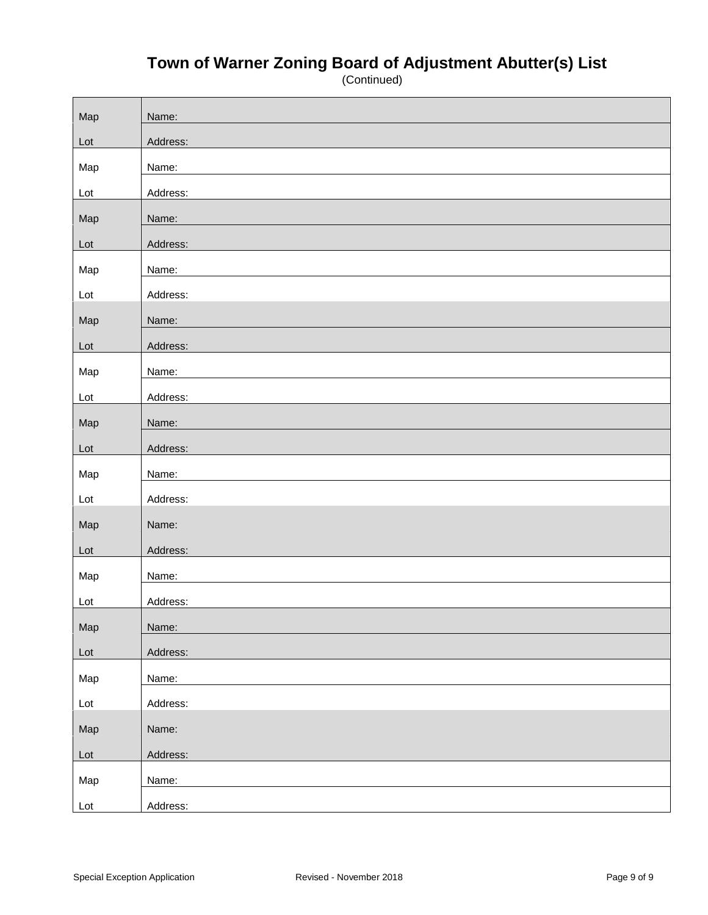# Town of Warner Zoning Board of Adjustment Abutter(s) List

(Continued)

| | |
|---|---|
| Map | Name: |
| Lot | Address: |
| Map | Name: |
| Lot | Address: |
| Map | Name: |
| Lot | Address: |
| Map | Name: |
| Lot | Address: |
| Map | Name: |
| Lot | Address: |
| Map | Name: |
| Lot | Address: |
| Map | Name: |
| Lot | Address: |
| Map | Name: |
| Lot | Address: |
| Map | Name: |
| Lot | Address: |
| Map | Name: |
| Lot | Address: |
| Map | Name: |
| Lot | Address: |
| Map | Name: |
| Lot | Address: |
| Map | Name: |
| Lot | Address: |
| Map | Name: |
| Lot | Address: |

Special Exception Application Revised - November 2018